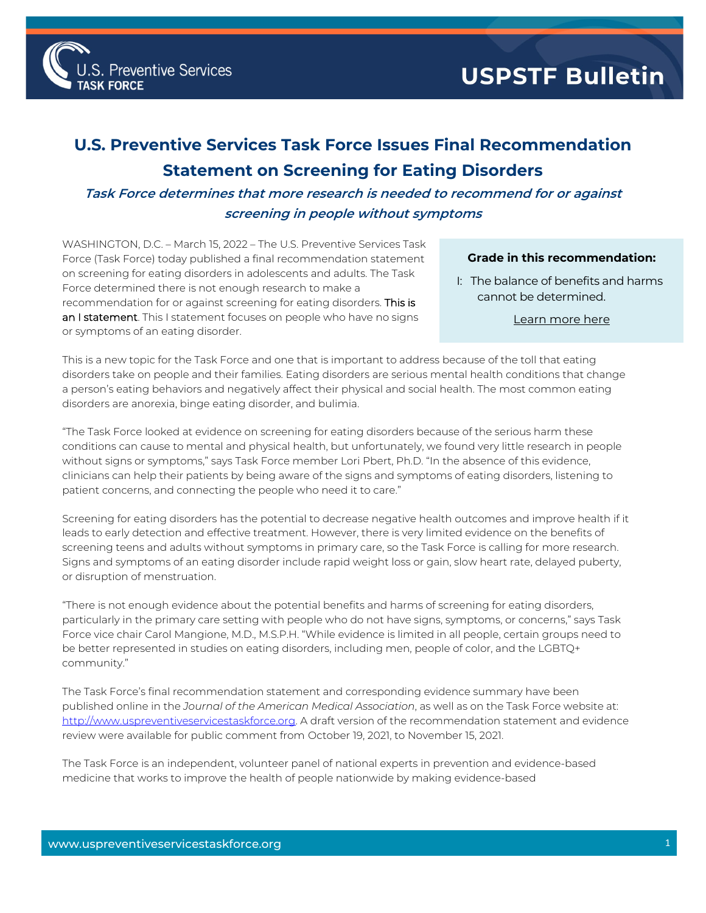# U.S. Preventive Services Task Force Issues Final Recommendation Statement on Screening for Eating Disorders

## *Task Force determines that more research is needed to recommend for or against screening in people without symptoms*

WASHINGTON, D.C. – March 15, 2022 – The U.S. Preventive Services Task Force (Task Force) today published a final recommendation statement on screening for eating disorders in adolescents and adults. The Task Force determined there is not enough research to make a recommendation for or against screening for eating disorders. This is an I statement. This I statement focuses on people who have no signs or symptoms of an eating disorder.

**Grade in this recommendation:**

I: The balance of benefits and harms cannot be determined.

Learn more here

This is a new topic for the Task Force and one that is important to address because of the toll that eating disorders take on people and their families. Eating disorders are serious mental health conditions that change a person's eating behaviors and negatively affect their physical and social health. The most common eating disorders are anorexia, binge eating disorder, and bulimia.

"The Task Force looked at evidence on screening for eating disorders because of the serious harm these conditions can cause to mental and physical health, but unfortunately, we found very little research in people without signs or symptoms," says Task Force member Lori Pbert, Ph.D. "In the absence of this evidence, clinicians can help their patients by being aware of the signs and symptoms of eating disorders, listening to patient concerns, and connecting the people who need it to care."

Screening for eating disorders has the potential to decrease negative health outcomes and improve health if it leads to early detection and effective treatment. However, there is very limited evidence on the benefits of screening teens and adults without symptoms in primary care, so the Task Force is calling for more research. Signs and symptoms of an eating disorder include rapid weight loss or gain, slow heart rate, delayed puberty, or disruption of menstruation.

"There is not enough evidence about the potential benefits and harms of screening for eating disorders, particularly in the primary care setting with people who do not have signs, symptoms, or concerns," says Task Force vice chair Carol Mangione, M.D., M.S.P.H. "While evidence is limited in all people, certain groups need to be better represented in studies on eating disorders, including men, people of color, and the LGBTQ+ community."

The Task Force's final recommendation statement and corresponding evidence summary have been published online in the *Journal of the American Medical Association*, as well as on the Task Force website at: http://www.uspreventiveservicestaskforce.org. A draft version of the recommendation statement and evidence review were available for public comment from October 19, 2021, to November 15, 2021.

The Task Force is an independent, volunteer panel of national experts in prevention and evidence-based medicine that works to improve the health of people nationwide by making evidence-based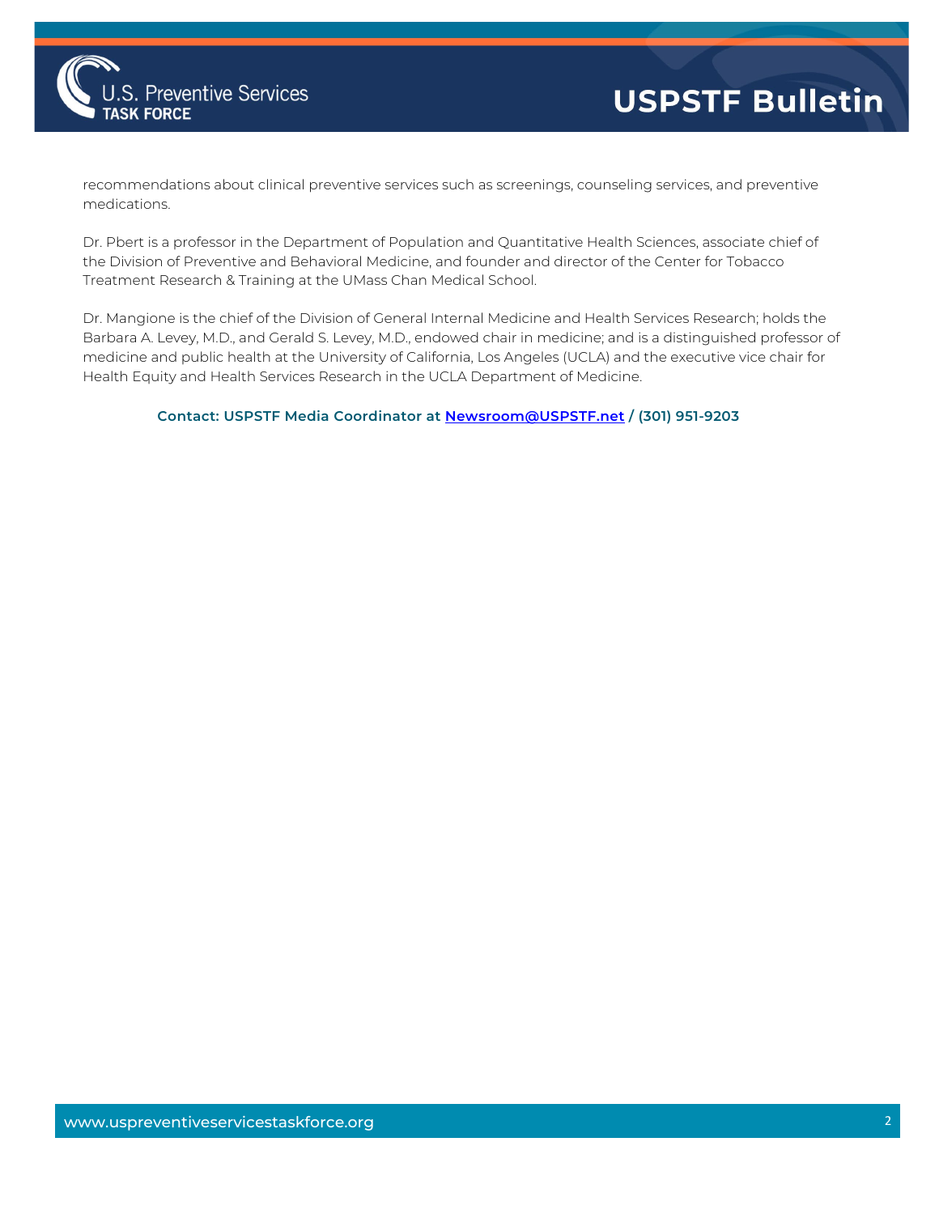recommendations about clinical preventive services such as screenings, counseling services, and preventive medications.

Dr. Pbert is a professor in the Department of Population and Quantitative Health Sciences, associate chief of the Division of Preventive and Behavioral Medicine, and founder and director of the Center for Tobacco Treatment Research & Training at the UMass Chan Medical School.

Dr. Mangione is the chief of the Division of General Internal Medicine and Health Services Research; holds the Barbara A. Levey, M.D., and Gerald S. Levey, M.D., endowed chair in medicine; and is a distinguished professor of medicine and public health at the University of California, Los Angeles (UCLA) and the executive vice chair for Health Equity and Health Services Research in the UCLA Department of Medicine.

**Contact: USPSTF Media Coordinator at Newsroom@USPSTF.net / (301) 951-9203**